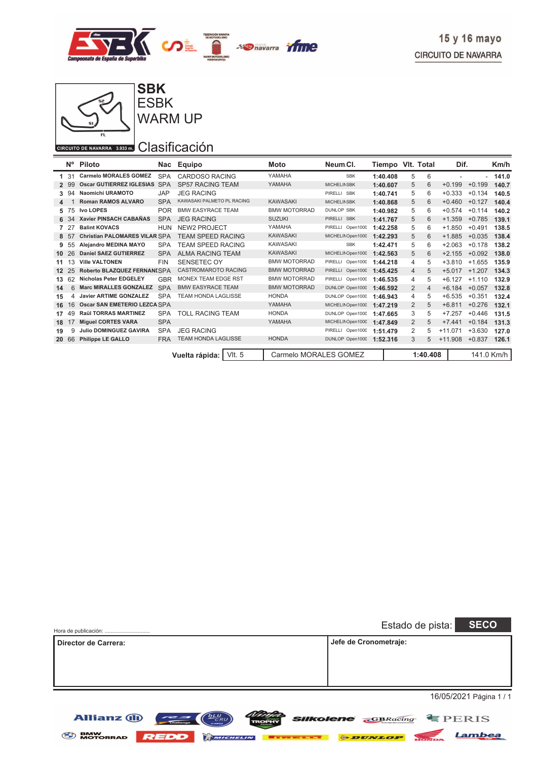15 y 16 mayo

CIRCUITO DE NAVARRA

# SBK
## ESBK
## WARM UP

CIRCUITO DE NAVARRA 3.933 m.

## Clasificación

| | Nº | Piloto | Nac | Equipo | Moto | Neum. | Cl. | Tiempo | Vlt. | Total | Dif. | | Km/h |
|---|---|---|---|---|---|---|---|---|---|---|---|---|---|
| 1 | 31 | Carmelo MORALES GOMEZ | SPA | CARDOSO RACING | YAMAHA | | SBK | 1:40.408 | 5 | 6 | - | - | 141.0 |
| 2 | 99 | Oscar GUTIERREZ IGLESIAS | SPA | SP57 RACING TEAM | YAMAHA | MICHELIN | SBK | 1:40.607 | 5 | 6 | +0.199 | +0.199 | 140.7 |
| 3 | 94 | Naomichi URAMOTO | JAP | JEG RACING | | PIRELLI | SBK | 1:40.741 | 5 | 6 | +0.333 | +0.134 | 140.5 |
| 4 | 1 | Roman RAMOS ALVARO | SPA | KAWASAKI PALMETO PL RACING | KAWASAKI | MICHELIN | SBK | 1:40.868 | 5 | 6 | +0.460 | +0.127 | 140.4 |
| 5 | 75 | Ivo LOPES | POR | BMW EASYRACE TEAM | BMW MOTORRAD | DUNLOP | SBK | 1:40.982 | 5 | 6 | +0.574 | +0.114 | 140.2 |
| 6 | 34 | Xavier PINSACH CABAÑAS | SPA | JEG RACING | SUZUKI | PIRELLI | SBK | 1:41.767 | 5 | 6 | +1.359 | +0.785 | 139.1 |
| 7 | 27 | Balint KOVACS | HUN | NEW2 PROJECT | YAMAHA | PIRELLI | Open1000 | 1:42.258 | 5 | 6 | +1.850 | +0.491 | 138.5 |
| 8 | 57 | Christian PALOMARES VILAR | SPA | TEAM SPEED RACING | KAWASAKI | MICHELIN | Open1000 | 1:42.293 | 5 | 6 | +1.885 | +0.035 | 138.4 |
| 9 | 55 | Alejandro MEDINA MAYO | SPA | TEAM SPEED RACING | KAWASAKI | | SBK | 1:42.471 | 5 | 6 | +2.063 | +0.178 | 138.2 |
| 10 | 26 | Daniel SAEZ GUTIERREZ | SPA | ALMA RACING TEAM | KAWASAKI | MICHELIN | Open1000 | 1:42.563 | 5 | 6 | +2.155 | +0.092 | 138.0 |
| 11 | 13 | Ville VALTONEN | FIN | SENSETEC OY | BMW MOTORRAD | PIRELLI | Open1000 | 1:44.218 | 4 | 5 | +3.810 | +1.655 | 135.9 |
| 12 | 25 | Roberto BLAZQUEZ FERNANDEZ | SPA | CASTROMAROTO RACING | BMW MOTORRAD | PIRELLI | Open1000 | 1:45.425 | 4 | 5 | +5.017 | +1.207 | 134.3 |
| 13 | 62 | Nicholas Peter EDGELEY | GBR | MONEX TEAM EDGE RST | BMW MOTORRAD | PIRELLI | Open1000 | 1:46.535 | 4 | 5 | +6.127 | +1.110 | 132.9 |
| 14 | 6 | Marc MIRALLES GONZALEZ | SPA | BMW EASYRACE TEAM | BMW MOTORRAD | DUNLOP | Open1000 | 1:46.592 | 2 | 4 | +6.184 | +0.057 | 132.8 |
| 15 | 4 | Javier ARTIME GONZALEZ | SPA | TEAM HONDA LAGLISSE | HONDA | DUNLOP | Open1000 | 1:46.943 | 4 | 5 | +6.535 | +0.351 | 132.4 |
| 16 | 16 | Oscar SAN EMETERIO LEZCANO | SPA | | YAMAHA | MICHELIN | Open1000 | 1:47.219 | 2 | 5 | +6.811 | +0.276 | 132.1 |
| 17 | 49 | Raül TORRAS MARTINEZ | SPA | TOLL RACING TEAM | HONDA | DUNLOP | Open1000 | 1:47.665 | 3 | 5 | +7.257 | +0.446 | 131.5 |
| 18 | 17 | Miguel CORTES VARA | SPA | | YAMAHA | MICHELIN | Open1000 | 1:47.849 | 2 | 5 | +7.441 | +0.184 | 131.3 |
| 19 | 9 | Julio DOMINGUEZ GAVIRA | SPA | JEG RACING | | PIRELLI | Open1000 | 1:51.479 | 2 | 5 | +11.071 | +3.630 | 127.0 |
| 20 | 66 | Philippe LE GALLO | FRA | TEAM HONDA LAGLISSE | HONDA | DUNLOP | Open1000 | 1:52.316 | 3 | 5 | +11.908 | +0.837 | 126.1 |

| Vuelta rápida: | Vlt. 5 | Carmelo MORALES GOMEZ | 1:40.408 | 141.0 Km/h |
|---|---|---|---|---|

Hora de publicación: ..............................

Estado de pista: **SECO**

| Director de Carrera: | Jefe de Cronometraje: |
|---|---|
| | |

16/05/2021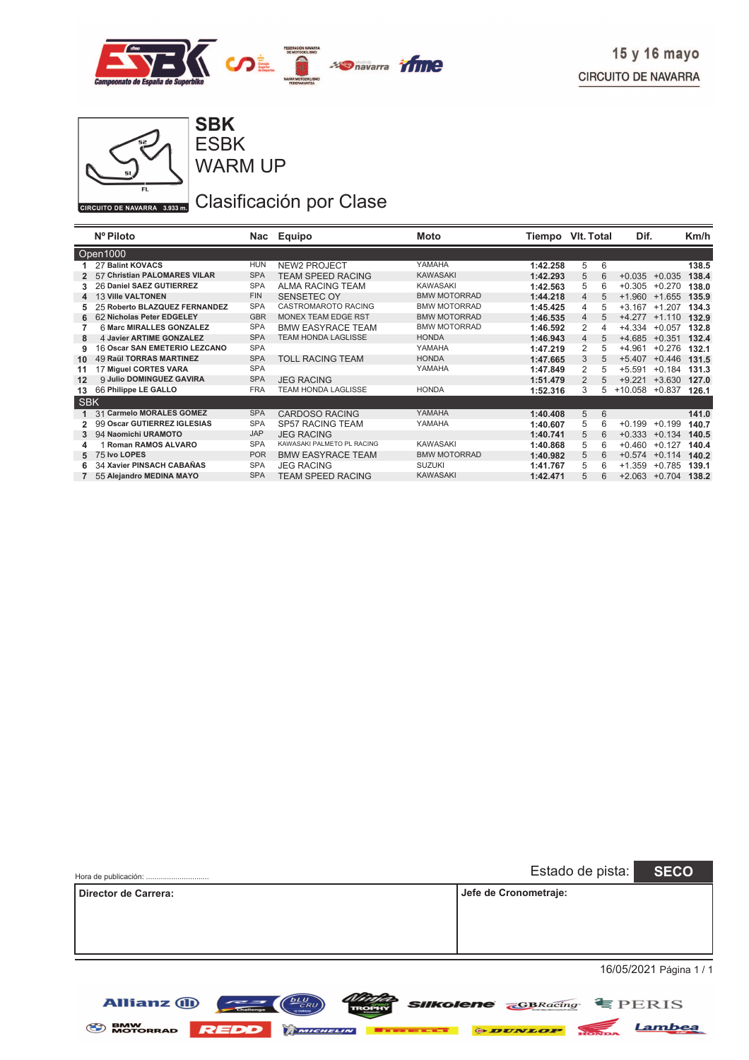15 y 16 mayo
CIRCUITO DE NAVARRA

CIRCUITO DE NAVARRA 3.933 m.

# SBK
## ESBK
## WARM UP

## Clasificación por Clase

| | Nº | Piloto | Nac | Equipo | Moto | Tiempo | Vlt. | Total | Dif. | | Km/h |
|---|---|---|---|---|---|---|---|---|---|---|---|
| **Open1000** | | | | | | | | | | | |
| 1 | 27 | Balint KOVACS | HUN | NEW2 PROJECT | YAMAHA | 1:42.258 | 5 | 6 | | | 138.5 |
| 2 | 57 | Christian PALOMARES VILAR | SPA | TEAM SPEED RACING | KAWASAKI | 1:42.293 | 5 | 6 | +0.035 | +0.035 | 138.4 |
| 3 | 26 | Daniel SAEZ GUTIERREZ | SPA | ALMA RACING TEAM | KAWASAKI | 1:42.563 | 5 | 6 | +0.305 | +0.270 | 138.0 |
| 4 | 13 | Ville VALTONEN | FIN | SENSETEC OY | BMW MOTORRAD | 1:44.218 | 4 | 5 | +1.960 | +1.655 | 135.9 |
| 5 | 25 | Roberto BLAZQUEZ FERNANDEZ | SPA | CASTROMAROTO RACING | BMW MOTORRAD | 1:45.425 | 4 | 5 | +3.167 | +1.207 | 134.3 |
| 6 | 62 | Nicholas Peter EDGELEY | GBR | MONEX TEAM EDGE RST | BMW MOTORRAD | 1:46.535 | 4 | 5 | +4.277 | +1.110 | 132.9 |
| 7 | 6 | Marc MIRALLES GONZALEZ | SPA | BMW EASYRACE TEAM | BMW MOTORRAD | 1:46.592 | 2 | 4 | +4.334 | +0.057 | 132.8 |
| 8 | 4 | Javier ARTIME GONZALEZ | SPA | TEAM HONDA LAGLISSE | HONDA | 1:46.943 | 4 | 5 | +4.685 | +0.351 | 132.4 |
| 9 | 16 | Oscar SAN EMETERIO LEZCANO | SPA | | YAMAHA | 1:47.219 | 2 | 5 | +4.961 | +0.276 | 132.1 |
| 10 | 49 | Raül TORRAS MARTINEZ | SPA | TOLL RACING TEAM | HONDA | 1:47.665 | 3 | 5 | +5.407 | +0.446 | 131.5 |
| 11 | 17 | Miguel CORTES VARA | SPA | | YAMAHA | 1:47.849 | 2 | 5 | +5.591 | +0.184 | 131.3 |
| 12 | 9 | Julio DOMINGUEZ GAVIRA | SPA | JEG RACING | | 1:51.479 | 2 | 5 | +9.221 | +3.630 | 127.0 |
| 13 | 66 | Philippe LE GALLO | FRA | TEAM HONDA LAGLISSE | HONDA | 1:52.316 | 3 | 5 | +10.058 | +0.837 | 126.1 |
| **SBK** | | | | | | | | | | | |
| 1 | 31 | Carmelo MORALES GOMEZ | SPA | CARDOSO RACING | YAMAHA | 1:40.408 | 5 | 6 | | | 141.0 |
| 2 | 99 | Oscar GUTIERREZ IGLESIAS | SPA | SP57 RACING TEAM | YAMAHA | 1:40.607 | 5 | 6 | +0.199 | +0.199 | 140.7 |
| 3 | 94 | Naomichi URAMOTO | JAP | JEG RACING | | 1:40.741 | 5 | 6 | +0.333 | +0.134 | 140.5 |
| 4 | 1 | Roman RAMOS ALVARO | SPA | KAWASAKI PALMETO PL RACING | KAWASAKI | 1:40.868 | 5 | 6 | +0.460 | +0.127 | 140.4 |
| 5 | 75 | Ivo LOPES | POR | BMW EASYRACE TEAM | BMW MOTORRAD | 1:40.982 | 5 | 6 | +0.574 | +0.114 | 140.2 |
| 6 | 34 | Xavier PINSACH CABAÑAS | SPA | JEG RACING | SUZUKI | 1:41.767 | 5 | 6 | +1.359 | +0.785 | 139.1 |
| 7 | 55 | Alejandro MEDINA MAYO | SPA | TEAM SPEED RACING | KAWASAKI | 1:42.471 | 5 | 6 | +2.063 | +0.704 | 138.2 |

Hora de publicación: ..............................

Estado de pista: **SECO**

| Director de Carrera: | Jefe de Cronometraje: |
|---|---|
| | |

16/05/2021 Página 1 / 1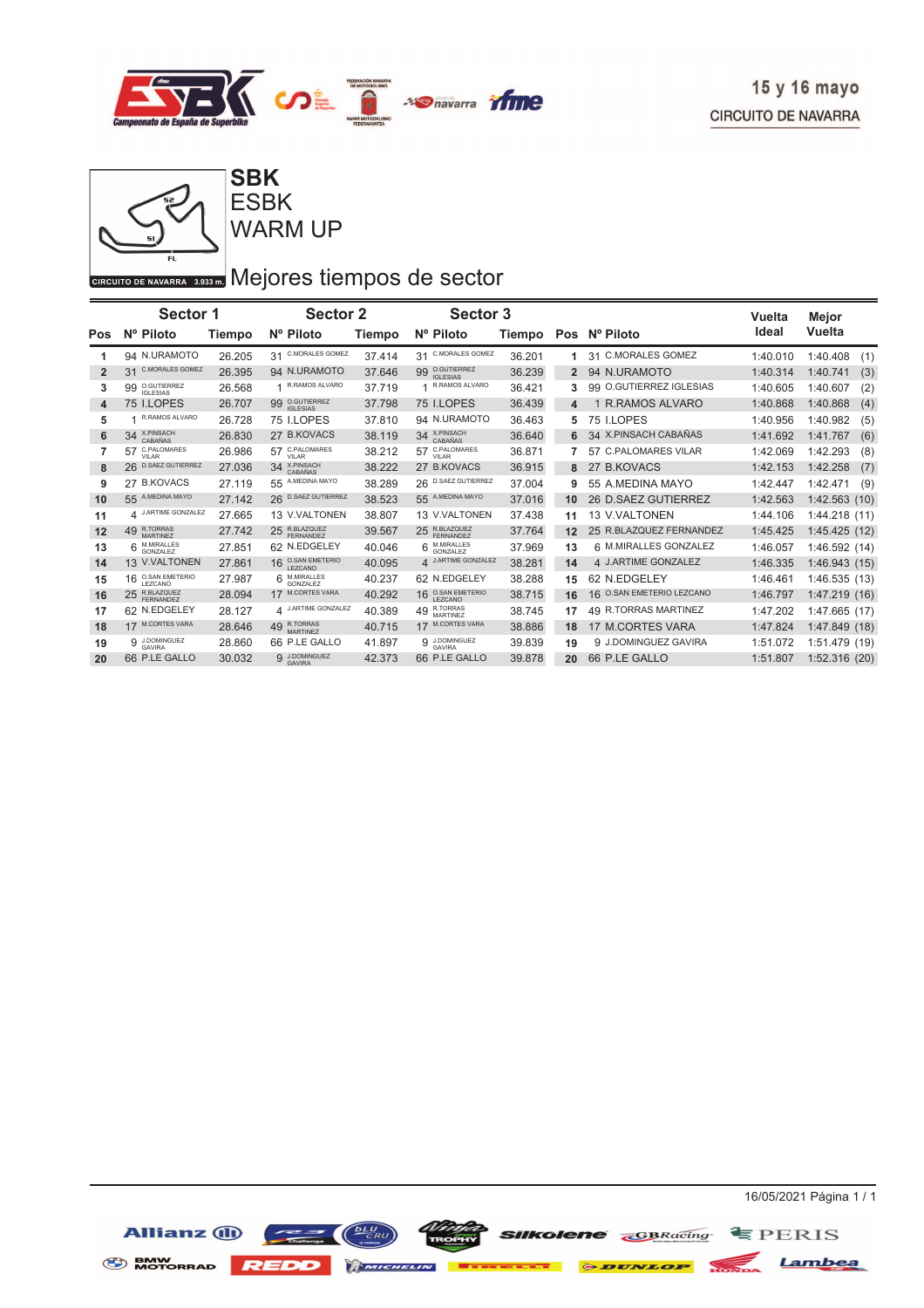15 y 16 mayo
CIRCUITO DE NAVARRA

# SBK
## ESBK
## WARM UP

CIRCUITO DE NAVARRA 3.933 m.

## Mejores tiempos de sector

| Sector 1 | | | Sector 2 | | Sector 3 | | | | | Vuelta Ideal | Mejor Vuelta |
|---|---|---|---|---|---|---|---|---|---|---|---|
| Pos | Nº Piloto | Tiempo | Nº Piloto | Tiempo | Nº Piloto | Tiempo | Pos | Nº Piloto | | | |
| 1 | 94 N.URAMOTO | 26.205 | 31 C.MORALES GOMEZ | 37.414 | 31 C.MORALES GOMEZ | 36.201 | 1 | 31 C.MORALES GOMEZ | | 1:40.010 | 1:40.408 (1) |
| 2 | 31 C.MORALES GOMEZ | 26.395 | 94 N.URAMOTO | 37.646 | 99 O.GUTIERREZ IGLESIAS | 36.239 | 2 | 94 N.URAMOTO | | 1:40.314 | 1:40.741 (3) |
| 3 | 99 O.GUTIERREZ IGLESIAS | 26.568 | 1 R.RAMOS ALVARO | 37.719 | 1 R.RAMOS ALVARO | 36.421 | 3 | 99 O.GUTIERREZ IGLESIAS | | 1:40.605 | 1:40.607 (2) |
| 4 | 75 I.LOPES | 26.707 | 99 O.GUTIERREZ IGLESIAS | 37.798 | 75 I.LOPES | 36.439 | 4 | 1 R.RAMOS ALVARO | | 1:40.868 | 1:40.868 (4) |
| 5 | 1 R.RAMOS ALVARO | 26.728 | 75 I.LOPES | 37.810 | 94 N.URAMOTO | 36.463 | 5 | 75 I.LOPES | | 1:40.956 | 1:40.982 (5) |
| 6 | 34 X.PINSACH CABAÑAS | 26.830 | 27 B.KOVACS | 38.119 | 34 X.PINSACH CABAÑAS | 36.640 | 6 | 34 X.PINSACH CABAÑAS | | 1:41.692 | 1:41.767 (6) |
| 7 | 57 C.PALOMARES VILAR | 26.986 | 57 C.PALOMARES VILAR | 38.212 | 57 C.PALOMARES VILAR | 36.871 | 7 | 57 C.PALOMARES VILAR | | 1:42.069 | 1:42.293 (8) |
| 8 | 26 D.SAEZ GUTIERREZ | 27.036 | 34 X.PINSACH CABAÑAS | 38.222 | 27 B.KOVACS | 36.915 | 8 | 27 B.KOVACS | | 1:42.153 | 1:42.258 (7) |
| 9 | 27 B.KOVACS | 27.119 | 55 A.MEDINA MAYO | 38.289 | 26 D.SAEZ GUTIERREZ | 37.004 | 9 | 55 A.MEDINA MAYO | | 1:42.447 | 1:42.471 (9) |
| 10 | 55 A.MEDINA MAYO | 27.142 | 26 D.SAEZ GUTIERREZ | 38.523 | 55 A.MEDINA MAYO | 37.016 | 10 | 26 D.SAEZ GUTIERREZ | | 1:42.563 | 1:42.563 (10) |
| 11 | 4 J.ARTIME GONZALEZ | 27.665 | 13 V.VALTONEN | 38.807 | 13 V.VALTONEN | 37.438 | 11 | 13 V.VALTONEN | | 1:44.106 | 1:44.218 (11) |
| 12 | 49 R.TORRAS MARTINEZ | 27.742 | 25 R.BLAZQUEZ FERNANDEZ | 39.567 | 25 R.BLAZQUEZ FERNANDEZ | 37.764 | 12 | 25 R.BLAZQUEZ FERNANDEZ | | 1:45.425 | 1:45.425 (12) |
| 13 | 6 M.MIRALLES GONZALEZ | 27.851 | 62 N.EDGELEY | 40.046 | 6 M.MIRALLES GONZALEZ | 37.969 | 13 | 6 M.MIRALLES GONZALEZ | | 1:46.057 | 1:46.592 (14) |
| 14 | 13 V.VALTONEN | 27.861 | 16 O.SAN EMETERIO LEZCANO | 40.095 | 4 J.ARTIME GONZALEZ | 38.281 | 14 | 4 J.ARTIME GONZALEZ | | 1:46.335 | 1:46.943 (15) |
| 15 | 16 O.SAN EMETERIO LEZCANO | 27.987 | 6 M.MIRALLES GONZALEZ | 40.237 | 62 N.EDGELEY | 38.288 | 15 | 62 N.EDGELEY | | 1:46.461 | 1:46.535 (13) |
| 16 | 25 R.BLAZQUEZ FERNANDEZ | 28.094 | 17 M.CORTES VARA | 40.292 | 16 O.SAN EMETERIO LEZCANO | 38.715 | 16 | 16 O.SAN EMETERIO LEZCANO | | 1:46.797 | 1:47.219 (16) |
| 17 | 62 N.EDGELEY | 28.127 | 4 J.ARTIME GONZALEZ | 40.389 | 49 R.TORRAS MARTINEZ | 38.745 | 17 | 49 R.TORRAS MARTINEZ | | 1:47.202 | 1:47.665 (17) |
| 18 | 17 M.CORTES VARA | 28.646 | 49 R.TORRAS MARTINEZ | 40.715 | 17 M.CORTES VARA | 38.886 | 18 | 17 M.CORTES VARA | | 1:47.824 | 1:47.849 (18) |
| 19 | 9 J.DOMINGUEZ GAVIRA | 28.860 | 66 P.LE GALLO | 41.897 | 9 J.DOMINGUEZ GAVIRA | 39.839 | 19 | 9 J.DOMINGUEZ GAVIRA | | 1:51.072 | 1:51.479 (19) |
| 20 | 66 P.LE GALLO | 30.032 | 9 J.DOMINGUEZ GAVIRA | 42.373 | 66 P.LE GALLO | 39.878 | 20 | 66 P.LE GALLO | | 1:51.807 | 1:52.316 (20) |

16/05/2021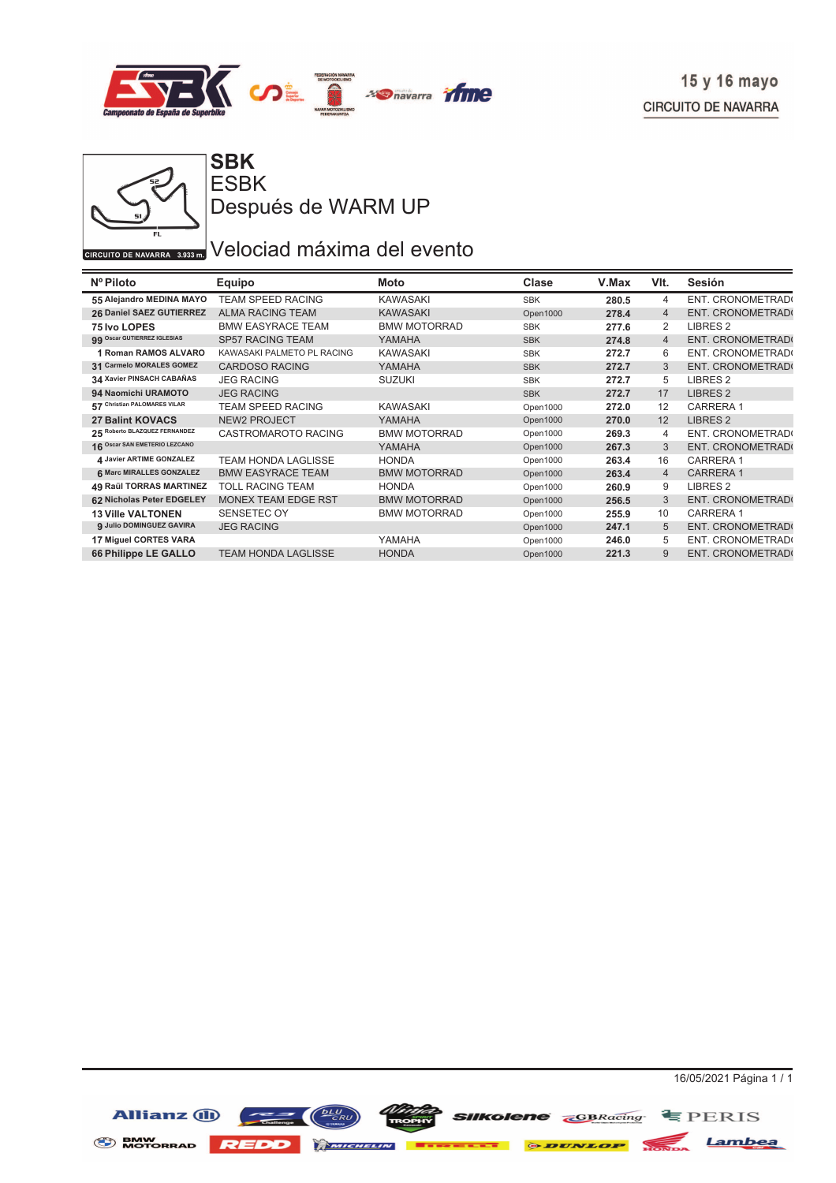# SBK

## ESBK

## Después de WARM UP

## Velociad máxima del evento

CIRCUITO DE NAVARRA 3.933 m.

15 y 16 mayo
CIRCUITO DE NAVARRA

| Nº | Piloto | Equipo | Moto | Clase | V.Max | Vlt. | Sesión |
|---|---|---|---|---|---|---|---|
| 55 | Alejandro MEDINA MAYO | TEAM SPEED RACING | KAWASAKI | SBK | 280.5 | 4 | ENT. CRONOMETRAD( |
| 26 | Daniel SAEZ GUTIERREZ | ALMA RACING TEAM | KAWASAKI | Open1000 | 278.4 | 4 | ENT. CRONOMETRAD( |
| 75 | Ivo LOPES | BMW EASYRACE TEAM | BMW MOTORRAD | SBK | 277.6 | 2 | LIBRES 2 |
| 99 | Oscar GUTIERREZ IGLESIAS | SP57 RACING TEAM | YAMAHA | SBK | 274.8 | 4 | ENT. CRONOMETRAD( |
| 1 | Roman RAMOS ALVARO | KAWASAKI PALMETO PL RACING | KAWASAKI | SBK | 272.7 | 6 | ENT. CRONOMETRAD( |
| 31 | Carmelo MORALES GOMEZ | CARDOSO RACING | YAMAHA | SBK | 272.7 | 3 | ENT. CRONOMETRAD( |
| 34 | Xavier PINSACH CABAÑAS | JEG RACING | SUZUKI | SBK | 272.7 | 5 | LIBRES 2 |
| 94 | Naomichi URAMOTO | JEG RACING | | SBK | 272.7 | 17 | LIBRES 2 |
| 57 | Christian PALOMARES VILAR | TEAM SPEED RACING | KAWASAKI | Open1000 | 272.0 | 12 | CARRERA 1 |
| 27 | Balint KOVACS | NEW2 PROJECT | YAMAHA | Open1000 | 270.0 | 12 | LIBRES 2 |
| 25 | Roberto BLAZQUEZ FERNANDEZ | CASTROMAROTO RACING | BMW MOTORRAD | Open1000 | 269.3 | 4 | ENT. CRONOMETRAD( |
| 16 | Oscar SAN EMETERIO LEZCANO | | YAMAHA | Open1000 | 267.3 | 3 | ENT. CRONOMETRAD( |
| 4 | Javier ARTIME GONZALEZ | TEAM HONDA LAGLISSE | HONDA | Open1000 | 263.4 | 16 | CARRERA 1 |
| 6 | Marc MIRALLES GONZALEZ | BMW EASYRACE TEAM | BMW MOTORRAD | Open1000 | 263.4 | 4 | CARRERA 1 |
| 49 | Raül TORRAS MARTINEZ | TOLL RACING TEAM | HONDA | Open1000 | 260.9 | 9 | LIBRES 2 |
| 62 | Nicholas Peter EDGELEY | MONEX TEAM EDGE RST | BMW MOTORRAD | Open1000 | 256.5 | 3 | ENT. CRONOMETRAD( |
| 13 | Ville VALTONEN | SENSETEC OY | BMW MOTORRAD | Open1000 | 255.9 | 10 | CARRERA 1 |
| 9 | Julio DOMINGUEZ GAVIRA | JEG RACING | | Open1000 | 247.1 | 5 | ENT. CRONOMETRAD( |
| 17 | Miguel CORTES VARA | | YAMAHA | Open1000 | 246.0 | 5 | ENT. CRONOMETRAD( |
| 66 | Philippe LE GALLO | TEAM HONDA LAGLISSE | HONDA | Open1000 | 221.3 | 9 | ENT. CRONOMETRAD( |

16/05/2021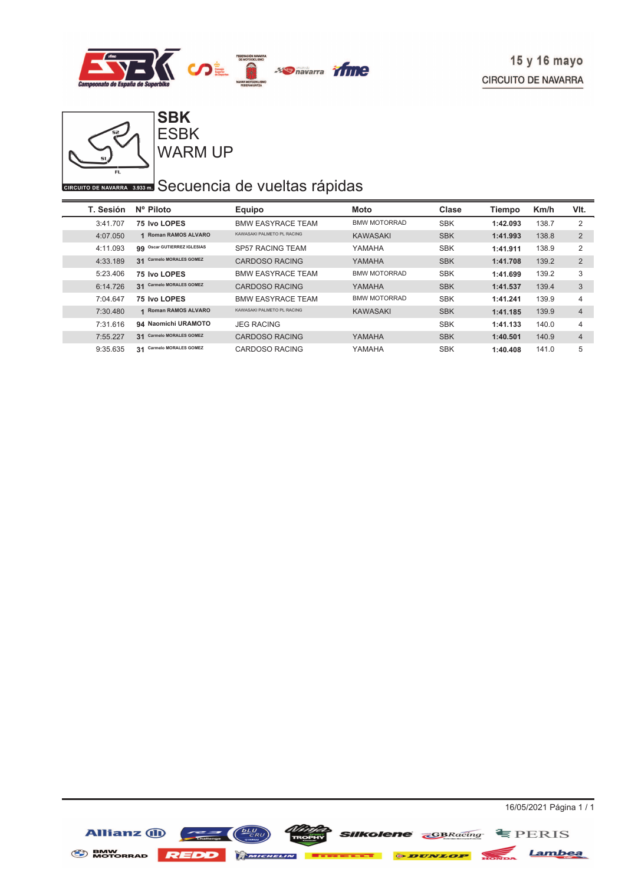15 y 16 mayo

CIRCUITO DE NAVARRA

CIRCUITO DE NAVARRA 3.933 m.

# SBK
## ESBK
## WARM UP

## Secuencia de vueltas rápidas

| T. Sesión | Nº | Piloto | Equipo | Moto | Clase | Tiempo | Km/h | Vlt. |
|---|---|---|---|---|---|---|---|---|
| 3:41.707 | 75 | Ivo LOPES | BMW EASYRACE TEAM | BMW MOTORRAD | SBK | 1:42.093 | 138.7 | 2 |
| 4:07.050 | 1 | Roman RAMOS ALVARO | KAWASAKI PALMETO PL RACING | KAWASAKI | SBK | 1:41.993 | 138.8 | 2 |
| 4:11.093 | 99 | Oscar GUTIERREZ IGLESIAS | SP57 RACING TEAM | YAMAHA | SBK | 1:41.911 | 138.9 | 2 |
| 4:33.189 | 31 | Carmelo MORALES GOMEZ | CARDOSO RACING | YAMAHA | SBK | 1:41.708 | 139.2 | 2 |
| 5:23.406 | 75 | Ivo LOPES | BMW EASYRACE TEAM | BMW MOTORRAD | SBK | 1:41.699 | 139.2 | 3 |
| 6:14.726 | 31 | Carmelo MORALES GOMEZ | CARDOSO RACING | YAMAHA | SBK | 1:41.537 | 139.4 | 3 |
| 7:04.647 | 75 | Ivo LOPES | BMW EASYRACE TEAM | BMW MOTORRAD | SBK | 1:41.241 | 139.9 | 4 |
| 7:30.480 | 1 | Roman RAMOS ALVARO | KAWASAKI PALMETO PL RACING | KAWASAKI | SBK | 1:41.185 | 139.9 | 4 |
| 7:31.616 | 94 | Naomichi URAMOTO | JEG RACING | | SBK | 1:41.133 | 140.0 | 4 |
| 7:55.227 | 31 | Carmelo MORALES GOMEZ | CARDOSO RACING | YAMAHA | SBK | 1:40.501 | 140.9 | 4 |
| 9:35.635 | 31 | Carmelo MORALES GOMEZ | CARDOSO RACING | YAMAHA | SBK | 1:40.408 | 141.0 | 5 |

16/05/2021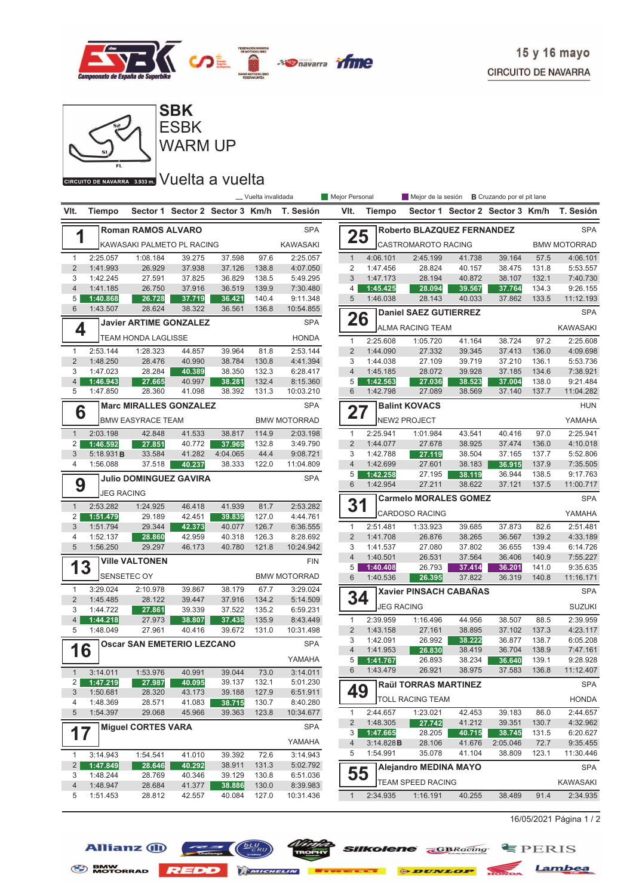15 y 16 mayo

CIRCUITO DE NAVARRA

# SBK
## ESBK
## WARM UP

CIRCUITO DE NAVARRA 3.933 m.

## Vuelta a vuelta

_ Vuelta invalidada | Mejor Personal | Mejor de la sesión | B Cruzando por el pit lane

### 1 Roman RAMOS ALVARO — SPA
KAWASAKI PALMETO PL RACING — KAWASAKI

| Vlt. | Tiempo | Sector 1 | Sector 2 | Sector 3 | Km/h | T. Sesión |
|---|---|---|---|---|---|---|
| 1 | 2:25.057 | 1:08.184 | 39.275 | 37.598 | 97.6 | 2:25.057 |
| 2 | 1:41.993 | 26.929 | 37.938 | 37.126 | 138.8 | 4:07.050 |
| 3 | 1:42.245 | 27.591 | 37.825 | 36.829 | 138.5 | 5:49.295 |
| 4 | 1:41.185 | 26.750 | 37.916 | 36.519 | 139.9 | 7:30.480 |
| 5 | 1:40.868 | 26.728 | 37.719 | 36.421 | 140.4 | 9:11.348 |
| 6 | 1:43.507 | 28.624 | 38.322 | 36.561 | 136.8 | 10:54.855 |

### 4 Javier ARTIME GONZALEZ — SPA
TEAM HONDA LAGLISSE — HONDA

| Vlt. | Tiempo | Sector 1 | Sector 2 | Sector 3 | Km/h | T. Sesión |
|---|---|---|---|---|---|---|
| 1 | 2:53.144 | 1:28.323 | 44.857 | 39.964 | 81.8 | 2:53.144 |
| 2 | 1:48.250 | 28.476 | 40.990 | 38.784 | 130.8 | 4:41.394 |
| 3 | 1:47.023 | 28.284 | 40.389 | 38.350 | 132.3 | 6:28.417 |
| 4 | 1:46.943 | 27.665 | 40.997 | 38.281 | 132.4 | 8:15.360 |
| 5 | 1:47.850 | 28.360 | 41.098 | 38.392 | 131.3 | 10:03.210 |

### 6 Marc MIRALLES GONZALEZ — SPA
BMW EASYRACE TEAM — BMW MOTORRAD

| Vlt. | Tiempo | Sector 1 | Sector 2 | Sector 3 | Km/h | T. Sesión |
|---|---|---|---|---|---|---|
| 1 | 2:03.198 | 42.848 | 41.533 | 38.817 | 114.9 | 2:03.198 |
| 2 | 1:46.592 | 27.851 | 40.772 | 37.969 | 132.8 | 3:49.790 |
| 3 | 5:18.931 B | 33.584 | 41.282 | 4:04.065 | 44.4 | 9:08.721 |
| 4 | 1:56.088 | 37.518 | 40.237 | 38.333 | 122.0 | 11:04.809 |

### 9 Julio DOMINGUEZ GAVIRA — SPA
JEG RACING

| Vlt. | Tiempo | Sector 1 | Sector 2 | Sector 3 | Km/h | T. Sesión |
|---|---|---|---|---|---|---|
| 1 | 2:53.282 | 1:24.925 | 46.418 | 41.939 | 81.7 | 2:53.282 |
| 2 | 1:51.479 | 29.189 | 42.451 | 39.839 | 127.0 | 4:44.761 |
| 3 | 1:51.794 | 29.344 | 42.373 | 40.077 | 126.7 | 6:36.555 |
| 4 | 1:52.137 | 28.860 | 42.959 | 40.318 | 126.3 | 8:28.692 |
| 5 | 1:56.250 | 29.297 | 46.173 | 40.780 | 121.8 | 10:24.942 |

### 13 Ville VALTONEN — FIN
SENSETEC OY — BMW MOTORRAD

| Vlt. | Tiempo | Sector 1 | Sector 2 | Sector 3 | Km/h | T. Sesión |
|---|---|---|---|---|---|---|
| 1 | 3:29.024 | 2:10.978 | 39.867 | 38.179 | 67.7 | 3:29.024 |
| 2 | 1:45.485 | 28.122 | 39.447 | 37.916 | 134.2 | 5:14.509 |
| 3 | 1:44.722 | 27.861 | 39.339 | 37.522 | 135.2 | 6:59.231 |
| 4 | 1:44.218 | 27.973 | 38.807 | 37.438 | 135.9 | 8:43.449 |
| 5 | 1:48.049 | 27.961 | 40.416 | 39.672 | 131.0 | 10:31.498 |

### 16 Oscar SAN EMETERIO LEZCANO — SPA
YAMAHA

| Vlt. | Tiempo | Sector 1 | Sector 2 | Sector 3 | Km/h | T. Sesión |
|---|---|---|---|---|---|---|
| 1 | 3:14.011 | 1:53.976 | 40.991 | 39.044 | 73.0 | 3:14.011 |
| 2 | 1:47.219 | 27.987 | 40.095 | 39.137 | 132.1 | 5:01.230 |
| 3 | 1:50.681 | 28.320 | 43.173 | 39.188 | 127.9 | 6:51.911 |
| 4 | 1:48.369 | 28.571 | 41.083 | 38.715 | 130.7 | 8:40.280 |
| 5 | 1:54.397 | 29.068 | 45.966 | 39.363 | 123.8 | 10:34.677 |

### 17 Miguel CORTES VARA — SPA
YAMAHA

| Vlt. | Tiempo | Sector 1 | Sector 2 | Sector 3 | Km/h | T. Sesión |
|---|---|---|---|---|---|---|
| 1 | 3:14.943 | 1:54.541 | 41.010 | 39.392 | 72.6 | 3:14.943 |
| 2 | 1:47.849 | 28.646 | 40.292 | 38.911 | 131.3 | 5:02.792 |
| 3 | 1:48.244 | 28.769 | 40.346 | 39.129 | 130.8 | 6:51.036 |
| 4 | 1:48.947 | 28.684 | 41.377 | 38.886 | 130.0 | 8:39.983 |
| 5 | 1:51.453 | 28.812 | 42.557 | 40.084 | 127.0 | 10:31.436 |

### 25 Roberto BLAZQUEZ FERNANDEZ — SPA
CASTROMAROTO RACING — BMW MOTORRAD

| Vlt. | Tiempo | Sector 1 | Sector 2 | Sector 3 | Km/h | T. Sesión |
|---|---|---|---|---|---|---|
| 1 | 4:06.101 | 2:45.199 | 41.738 | 39.164 | 57.5 | 4:06.101 |
| 2 | 1:47.456 | 28.824 | 40.157 | 38.475 | 131.8 | 5:53.557 |
| 3 | 1:47.173 | 28.194 | 40.872 | 38.107 | 132.1 | 7:40.730 |
| 4 | 1:45.425 | 28.094 | 39.567 | 37.764 | 134.3 | 9:26.155 |
| 5 | 1:46.038 | 28.143 | 40.033 | 37.862 | 133.5 | 11:12.193 |

### 26 Daniel SAEZ GUTIERREZ — SPA
ALMA RACING TEAM — KAWASAKI

| Vlt. | Tiempo | Sector 1 | Sector 2 | Sector 3 | Km/h | T. Sesión |
|---|---|---|---|---|---|---|
| 1 | 2:25.608 | 1:05.720 | 41.164 | 38.724 | 97.2 | 2:25.608 |
| 2 | 1:44.090 | 27.332 | 39.345 | 37.413 | 136.0 | 4:09.698 |
| 3 | 1:44.038 | 27.109 | 39.719 | 37.210 | 136.1 | 5:53.736 |
| 4 | 1:45.185 | 28.072 | 39.928 | 37.185 | 134.6 | 7:38.921 |
| 5 | 1:42.563 | 27.036 | 38.523 | 37.004 | 138.0 | 9:21.484 |
| 6 | 1:42.798 | 27.089 | 38.569 | 37.140 | 137.7 | 11:04.282 |

### 27 Balint KOVACS — HUN
NEW2 PROJECT — YAMAHA

| Vlt. | Tiempo | Sector 1 | Sector 2 | Sector 3 | Km/h | T. Sesión |
|---|---|---|---|---|---|---|
| 1 | 2:25.941 | 1:01.984 | 43.541 | 40.416 | 97.0 | 2:25.941 |
| 2 | 1:44.077 | 27.678 | 38.925 | 37.474 | 136.0 | 4:10.018 |
| 3 | 1:42.788 | 27.119 | 38.504 | 37.165 | 137.7 | 5:52.806 |
| 4 | 1:42.699 | 27.601 | 38.183 | 36.915 | 137.9 | 7:35.505 |
| 5 | 1:42.258 | 27.195 | 38.119 | 36.944 | 138.5 | 9:17.763 |
| 6 | 1:42.954 | 27.211 | 38.622 | 37.121 | 137.5 | 11:00.717 |

### 31 Carmelo MORALES GOMEZ — SPA
CARDOSO RACING — YAMAHA

| Vlt. | Tiempo | Sector 1 | Sector 2 | Sector 3 | Km/h | T. Sesión |
|---|---|---|---|---|---|---|
| 1 | 2:51.481 | 1:33.923 | 39.685 | 37.873 | 82.6 | 2:51.481 |
| 2 | 1:41.708 | 26.876 | 38.265 | 36.567 | 139.2 | 4:33.189 |
| 3 | 1:41.537 | 27.080 | 37.802 | 36.655 | 139.4 | 6:14.726 |
| 4 | 1:40.501 | 26.531 | 37.564 | 36.406 | 140.9 | 7:55.227 |
| 5 | 1:40.408 | 26.793 | 37.414 | 36.201 | 141.0 | 9:35.635 |
| 6 | 1:40.536 | 26.395 | 37.822 | 36.319 | 140.8 | 11:16.171 |

### 34 Xavier PINSACH CABAÑAS — SPA
JEG RACING — SUZUKI

| Vlt. | Tiempo | Sector 1 | Sector 2 | Sector 3 | Km/h | T. Sesión |
|---|---|---|---|---|---|---|
| 1 | 2:39.959 | 1:16.496 | 44.956 | 38.507 | 88.5 | 2:39.959 |
| 2 | 1:43.158 | 27.161 | 38.895 | 37.102 | 137.3 | 4:23.117 |
| 3 | 1:42.091 | 26.992 | 38.222 | 36.877 | 138.7 | 6:05.208 |
| 4 | 1:41.953 | 26.830 | 38.419 | 36.704 | 138.9 | 7:47.161 |
| 5 | 1:41.767 | 26.893 | 38.234 | 36.640 | 139.1 | 9:28.928 |
| 6 | 1:43.479 | 26.921 | 38.975 | 37.583 | 136.8 | 11:12.407 |

### 49 Raül TORRAS MARTINEZ — SPA
TOLL RACING TEAM — HONDA

| Vlt. | Tiempo | Sector 1 | Sector 2 | Sector 3 | Km/h | T. Sesión |
|---|---|---|---|---|---|---|
| 1 | 2:44.657 | 1:23.021 | 42.453 | 39.183 | 86.0 | 2:44.657 |
| 2 | 1:48.305 | 27.742 | 41.212 | 39.351 | 130.7 | 4:32.962 |
| 3 | 1:47.665 | 28.205 | 40.715 | 38.745 | 131.5 | 6:20.627 |
| 4 | 3:14.828 B | 28.106 | 41.676 | 2:05.046 | 72.7 | 9:35.455 |
| 5 | 1:54.991 | 35.078 | 41.104 | 38.809 | 123.1 | 11:30.446 |

### 55 Alejandro MEDINA MAYO — SPA
TEAM SPEED RACING — KAWASAKI

| Vlt. | Tiempo | Sector 1 | Sector 2 | Sector 3 | Km/h | T. Sesión |
|---|---|---|---|---|---|---|
| 1 | 2:34.935 | 1:16.191 | 40.255 | 38.489 | 91.4 | 2:34.935 |

16/05/2021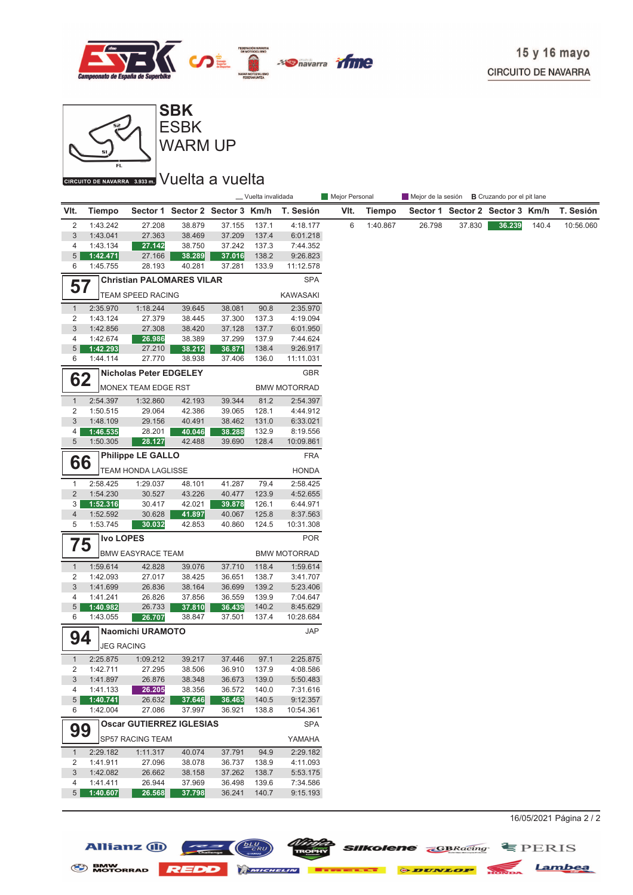15 y 16 mayo
CIRCUITO DE NAVARRA

# SBK
## ESBK
## WARM UP

CIRCUITO DE NAVARRA 3.933 m.

## Vuelta a vuelta

__ Vuelta invalidada | Mejor Personal | Mejor de la sesión | B Cruzando por el pit lane

| Vlt. | Tiempo | Sector 1 | Sector 2 | Sector 3 | Km/h | T. Sesión |
|---|---|---|---|---|---|---|
| 2 | 1:43.242 | 27.208 | 38.879 | 37.155 | 137.1 | 4:18.177 |
| 3 | 1:43.041 | 27.363 | 38.469 | 37.209 | 137.4 | 6:01.218 |
| 4 | 1:43.134 | 27.142 | 38.750 | 37.242 | 137.3 | 7:44.352 |
| 5 | 1:42.471 | 27.166 | 38.289 | 37.016 | 138.2 | 9:26.823 |
| 6 | 1:45.755 | 28.193 | 40.281 | 37.281 | 133.9 | 11:12.578 |

**57** Christian PALOMARES VILAR — SPA
TEAM SPEED RACING — KAWASAKI

| Vlt. | Tiempo | Sector 1 | Sector 2 | Sector 3 | Km/h | T. Sesión |
|---|---|---|---|---|---|---|
| 1 | 2:35.970 | 1:18.244 | 39.645 | 38.081 | 90.8 | 2:35.970 |
| 2 | 1:43.124 | 27.379 | 38.445 | 37.300 | 137.3 | 4:19.094 |
| 3 | 1:42.856 | 27.308 | 38.420 | 37.128 | 137.7 | 6:01.950 |
| 4 | 1:42.674 | 26.986 | 38.389 | 37.299 | 137.9 | 7:44.624 |
| 5 | 1:42.293 | 27.210 | 38.212 | 36.871 | 138.4 | 9:26.917 |
| 6 | 1:44.114 | 27.770 | 38.938 | 37.406 | 136.0 | 11:11.031 |

**62** Nicholas Peter EDGELEY — GBR
MONEX TEAM EDGE RST — BMW MOTORRAD

| Vlt. | Tiempo | Sector 1 | Sector 2 | Sector 3 | Km/h | T. Sesión |
|---|---|---|---|---|---|---|
| 1 | 2:54.397 | 1:32.860 | 42.193 | 39.344 | 81.2 | 2:54.397 |
| 2 | 1:50.515 | 29.064 | 42.386 | 39.065 | 128.1 | 4:44.912 |
| 3 | 1:48.109 | 29.156 | 40.491 | 38.462 | 131.0 | 6:33.021 |
| 4 | 1:46.535 | 28.201 | 40.046 | 38.288 | 132.9 | 8:19.556 |
| 5 | 1:50.305 | 28.127 | 42.488 | 39.690 | 128.4 | 10:09.861 |

**66** Philippe LE GALLO — FRA
TEAM HONDA LAGLISSE — HONDA

| Vlt. | Tiempo | Sector 1 | Sector 2 | Sector 3 | Km/h | T. Sesión |
|---|---|---|---|---|---|---|
| 1 | 2:58.425 | 1:29.037 | 48.101 | 41.287 | 79.4 | 2:58.425 |
| 2 | 1:54.230 | 30.527 | 43.226 | 40.477 | 123.9 | 4:52.655 |
| 3 | 1:52.316 | 30.417 | 42.021 | 39.878 | 126.1 | 6:44.971 |
| 4 | 1:52.592 | 30.628 | 41.897 | 40.067 | 125.8 | 8:37.563 |
| 5 | 1:53.745 | 30.032 | 42.853 | 40.860 | 124.5 | 10:31.308 |

**75** Ivo LOPES — POR
BMW EASYRACE TEAM — BMW MOTORRAD

| Vlt. | Tiempo | Sector 1 | Sector 2 | Sector 3 | Km/h | T. Sesión |
|---|---|---|---|---|---|---|
| 1 | 1:59.614 | 42.828 | 39.076 | 37.710 | 118.4 | 1:59.614 |
| 2 | 1:42.093 | 27.017 | 38.425 | 36.651 | 138.7 | 3:41.707 |
| 3 | 1:41.699 | 26.836 | 38.164 | 36.699 | 139.2 | 5:23.406 |
| 4 | 1:41.241 | 26.826 | 37.856 | 36.559 | 139.9 | 7:04.647 |
| 5 | 1:40.982 | 26.733 | 37.810 | 36.439 | 140.2 | 8:45.629 |
| 6 | 1:43.055 | 26.707 | 38.847 | 37.501 | 137.4 | 10:28.684 |

**94** Naomichi URAMOTO — JAP
JEG RACING

| Vlt. | Tiempo | Sector 1 | Sector 2 | Sector 3 | Km/h | T. Sesión |
|---|---|---|---|---|---|---|
| 1 | 2:25.875 | 1:09.212 | 39.217 | 37.446 | 97.1 | 2:25.875 |
| 2 | 1:42.711 | 27.295 | 38.506 | 36.910 | 137.9 | 4:08.586 |
| 3 | 1:41.897 | 26.876 | 38.348 | 36.673 | 139.0 | 5:50.483 |
| 4 | 1:41.133 | 26.205 | 38.356 | 36.572 | 140.0 | 7:31.616 |
| 5 | 1:40.741 | 26.632 | 37.646 | 36.463 | 140.5 | 9:12.357 |
| 6 | 1:42.004 | 27.086 | 37.997 | 36.921 | 138.8 | 10:54.361 |

**99** Oscar GUTIERREZ IGLESIAS — SPA
SP57 RACING TEAM — YAMAHA

| Vlt. | Tiempo | Sector 1 | Sector 2 | Sector 3 | Km/h | T. Sesión |
|---|---|---|---|---|---|---|
| 1 | 2:29.182 | 1:11.317 | 40.074 | 37.791 | 94.9 | 2:29.182 |
| 2 | 1:41.911 | 27.096 | 38.078 | 36.737 | 138.9 | 4:11.093 |
| 3 | 1:42.082 | 26.662 | 38.158 | 37.262 | 138.7 | 5:53.175 |
| 4 | 1:41.411 | 26.944 | 37.969 | 36.498 | 139.6 | 7:34.586 |
| 5 | 1:40.607 | 26.568 | 37.798 | 36.241 | 140.7 | 9:15.193 |
| 6 | 1:40.867 | 26.798 | 37.830 | 36.239 | 140.4 | 10:56.060 |

16/05/2021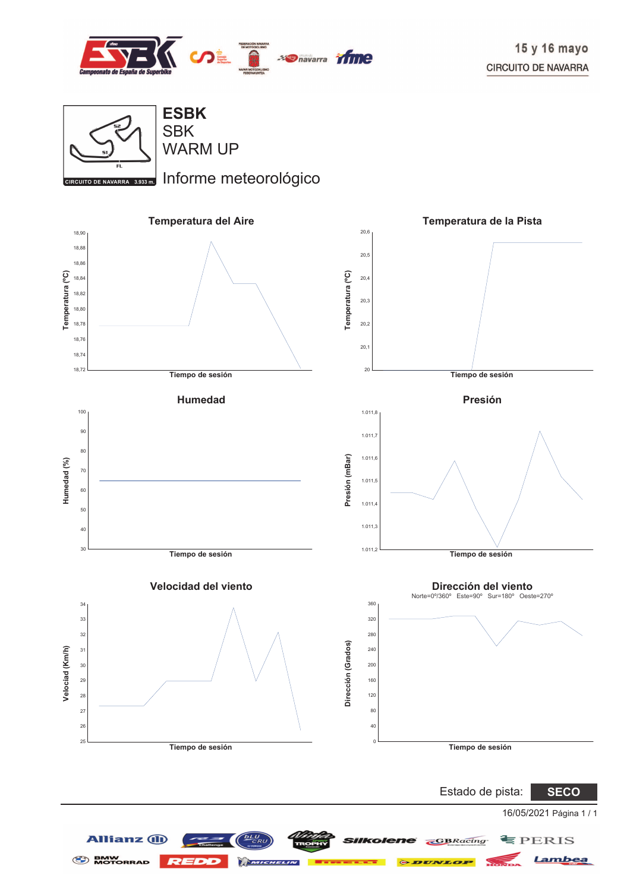15 y 16 mayo

CIRCUITO DE NAVARRA

# ESBK

## SBK

## WARM UP

## Informe meteorológico

CIRCUITO DE NAVARRA 3.933 m.

### Temperatura del Aire

Temperatura (ºC)

18,90
18,88
18,86
18,84
18,82
18,80
18,78
18,76
18,74
18,72

Tiempo de sesión

### Temperatura de la Pista

Temperatura (ºC)

20,6
20,5
20,4
20,3
20,2
20,1
20

Tiempo de sesión

### Humedad

Humedad (%)

100
90
80
70
60
50
40
30

Tiempo de sesión

### Presión

Presión (mBar)

1.011,8
1.011,7
1.011,6
1.011,5
1.011,4
1.011,3
1.011,2

Tiempo de sesión

### Velocidad del viento

Velocidad (Km/h)

34
33
32
31
30
29
28
27
26
25

Tiempo de sesión

### Dirección del viento

Norte=0º/360º Este=90º Sur=180º Oeste=270º

Dirección (Grados)

360
320
280
240
200
160
120
80
40
0

Tiempo de sesión

Estado de pista: **SECO**

16/05/2021